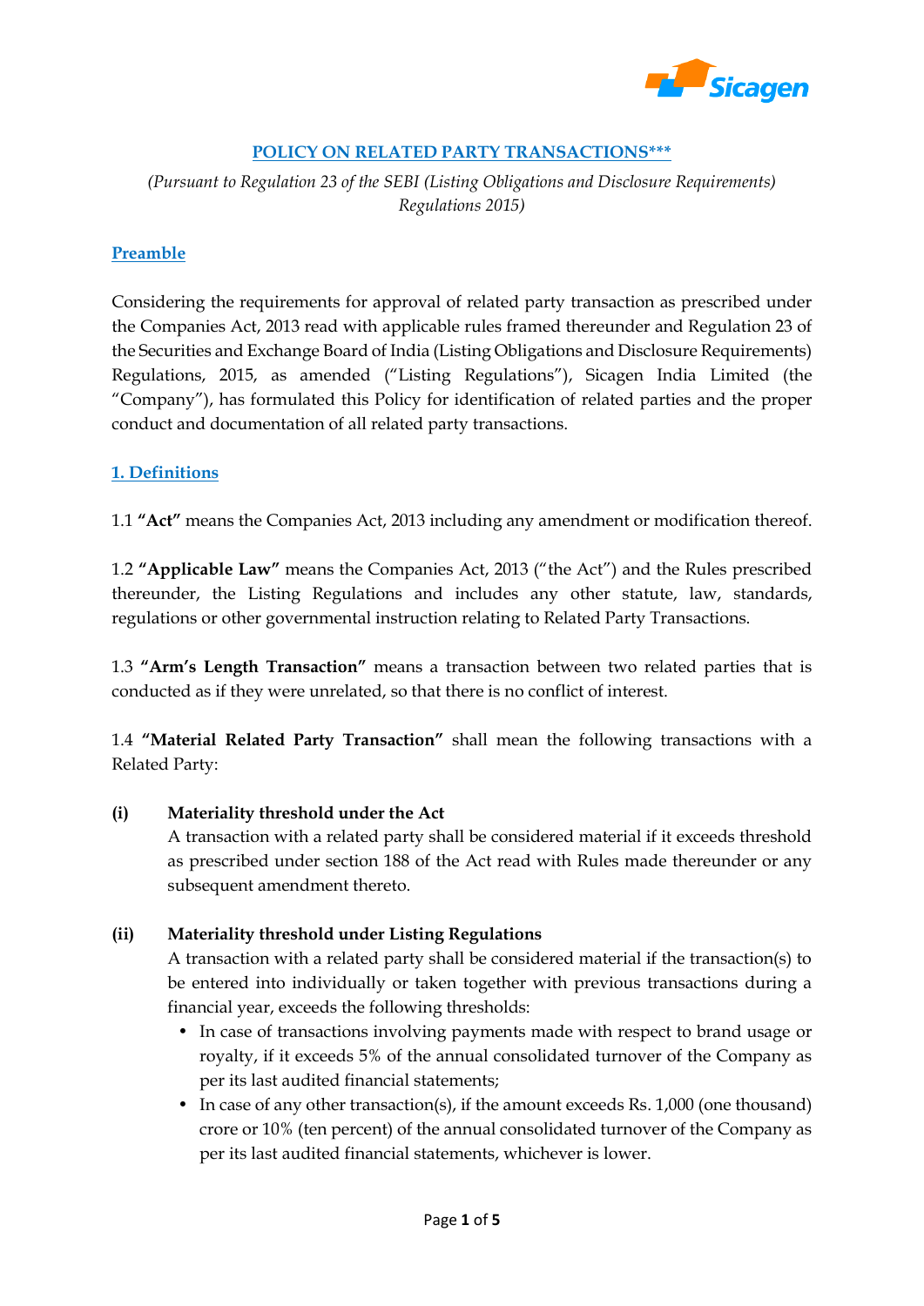# POLICY ON RELATED PARTY TRANSACTIONS***

*(Pursuant to Regulation 23 of the SEBI (Listing Obligations and Disclosure Requirements) Regulations 2015)*

## Preamble

Considering the requirements for approval of related party transaction as prescribed under the Companies Act, 2013 read with applicable rules framed thereunder and Regulation 23 of the Securities and Exchange Board of India (Listing Obligations and Disclosure Requirements) Regulations, 2015, as amended ("Listing Regulations"), Sicagen India Limited (the "Company"), has formulated this Policy for identification of related parties and the proper conduct and documentation of all related party transactions.

## 1. Definitions

1.1 **"Act"** means the Companies Act, 2013 including any amendment or modification thereof.

1.2 **"Applicable Law"** means the Companies Act, 2013 ("the Act") and the Rules prescribed thereunder, the Listing Regulations and includes any other statute, law, standards, regulations or other governmental instruction relating to Related Party Transactions.

1.3 **"Arm's Length Transaction"** means a transaction between two related parties that is conducted as if they were unrelated, so that there is no conflict of interest.

1.4 **"Material Related Party Transaction"** shall mean the following transactions with a Related Party:

**(i) Materiality threshold under the Act**

A transaction with a related party shall be considered material if it exceeds threshold as prescribed under section 188 of the Act read with Rules made thereunder or any subsequent amendment thereto.

**(ii) Materiality threshold under Listing Regulations**

A transaction with a related party shall be considered material if the transaction(s) to be entered into individually or taken together with previous transactions during a financial year, exceeds the following thresholds:

- In case of transactions involving payments made with respect to brand usage or royalty, if it exceeds 5% of the annual consolidated turnover of the Company as per its last audited financial statements;
- In case of any other transaction(s), if the amount exceeds Rs. 1,000 (one thousand) crore or 10% (ten percent) of the annual consolidated turnover of the Company as per its last audited financial statements, whichever is lower.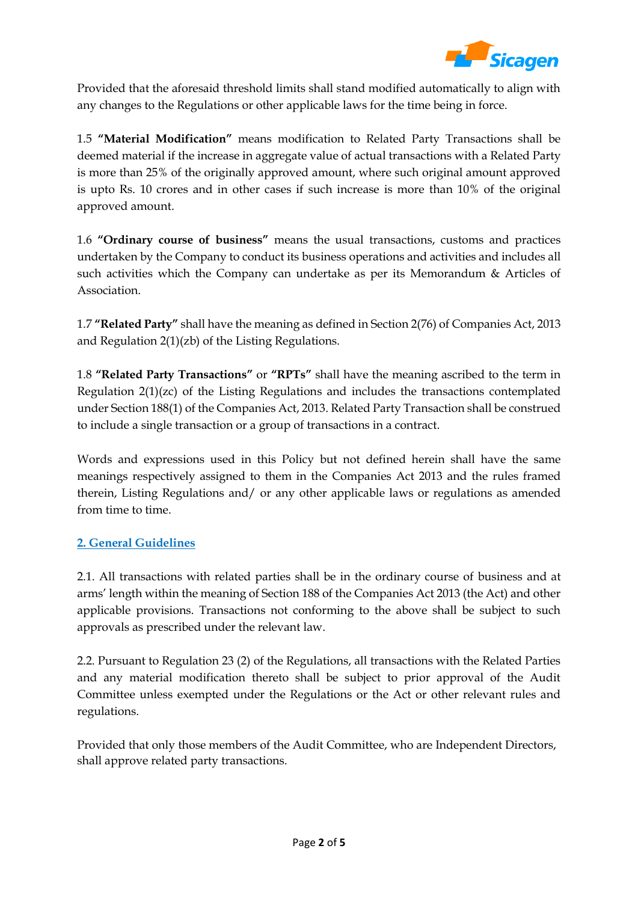Provided that the aforesaid threshold limits shall stand modified automatically to align with any changes to the Regulations or other applicable laws for the time being in force.

1.5 **"Material Modification"** means modification to Related Party Transactions shall be deemed material if the increase in aggregate value of actual transactions with a Related Party is more than 25% of the originally approved amount, where such original amount approved is upto Rs. 10 crores and in other cases if such increase is more than 10% of the original approved amount.

1.6 **"Ordinary course of business"** means the usual transactions, customs and practices undertaken by the Company to conduct its business operations and activities and includes all such activities which the Company can undertake as per its Memorandum & Articles of Association.

1.7 **"Related Party"** shall have the meaning as defined in Section 2(76) of Companies Act, 2013 and Regulation 2(1)(zb) of the Listing Regulations.

1.8 **"Related Party Transactions"** or **"RPTs"** shall have the meaning ascribed to the term in Regulation 2(1)(zc) of the Listing Regulations and includes the transactions contemplated under Section 188(1) of the Companies Act, 2013. Related Party Transaction shall be construed to include a single transaction or a group of transactions in a contract.

Words and expressions used in this Policy but not defined herein shall have the same meanings respectively assigned to them in the Companies Act 2013 and the rules framed therein, Listing Regulations and/ or any other applicable laws or regulations as amended from time to time.

## 2. General Guidelines

2.1. All transactions with related parties shall be in the ordinary course of business and at arms' length within the meaning of Section 188 of the Companies Act 2013 (the Act) and other applicable provisions. Transactions not conforming to the above shall be subject to such approvals as prescribed under the relevant law.

2.2. Pursuant to Regulation 23 (2) of the Regulations, all transactions with the Related Parties and any material modification thereto shall be subject to prior approval of the Audit Committee unless exempted under the Regulations or the Act or other relevant rules and regulations.

Provided that only those members of the Audit Committee, who are Independent Directors, shall approve related party transactions.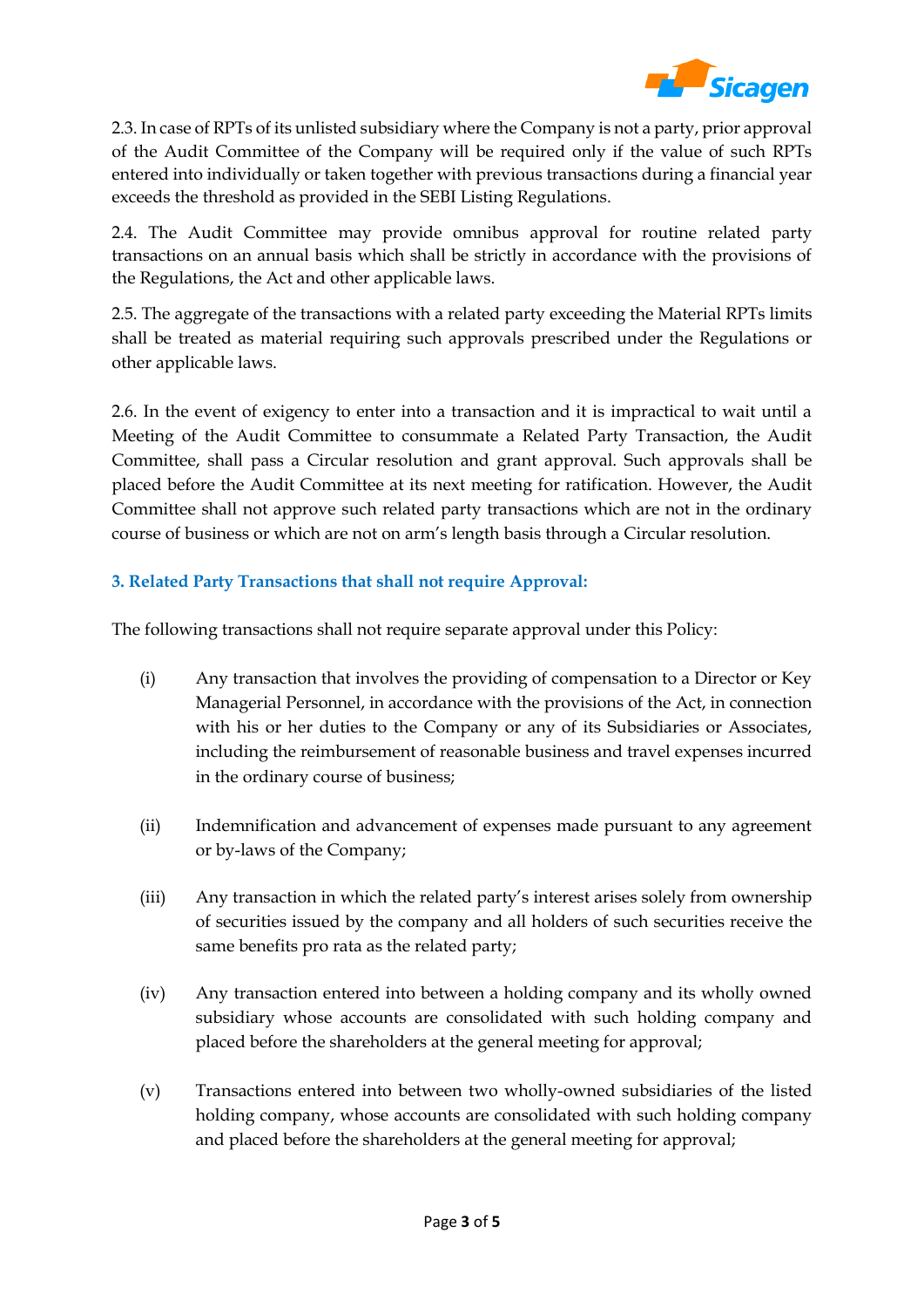2.3. In case of RPTs of its unlisted subsidiary where the Company is not a party, prior approval of the Audit Committee of the Company will be required only if the value of such RPTs entered into individually or taken together with previous transactions during a financial year exceeds the threshold as provided in the SEBI Listing Regulations.

2.4. The Audit Committee may provide omnibus approval for routine related party transactions on an annual basis which shall be strictly in accordance with the provisions of the Regulations, the Act and other applicable laws.

2.5. The aggregate of the transactions with a related party exceeding the Material RPTs limits shall be treated as material requiring such approvals prescribed under the Regulations or other applicable laws.

2.6. In the event of exigency to enter into a transaction and it is impractical to wait until a Meeting of the Audit Committee to consummate a Related Party Transaction, the Audit Committee, shall pass a Circular resolution and grant approval. Such approvals shall be placed before the Audit Committee at its next meeting for ratification. However, the Audit Committee shall not approve such related party transactions which are not in the ordinary course of business or which are not on arm's length basis through a Circular resolution.

### 3. Related Party Transactions that shall not require Approval:

The following transactions shall not require separate approval under this Policy:

(i) Any transaction that involves the providing of compensation to a Director or Key Managerial Personnel, in accordance with the provisions of the Act, in connection with his or her duties to the Company or any of its Subsidiaries or Associates, including the reimbursement of reasonable business and travel expenses incurred in the ordinary course of business;

(ii) Indemnification and advancement of expenses made pursuant to any agreement or by-laws of the Company;

(iii) Any transaction in which the related party's interest arises solely from ownership of securities issued by the company and all holders of such securities receive the same benefits pro rata as the related party;

(iv) Any transaction entered into between a holding company and its wholly owned subsidiary whose accounts are consolidated with such holding company and placed before the shareholders at the general meeting for approval;

(v) Transactions entered into between two wholly-owned subsidiaries of the listed holding company, whose accounts are consolidated with such holding company and placed before the shareholders at the general meeting for approval;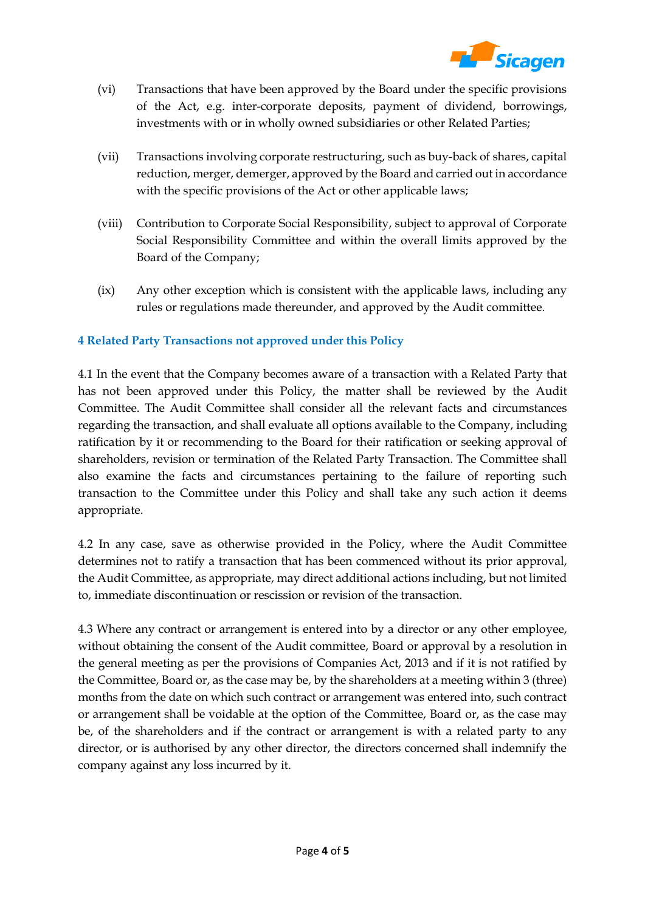(vi) Transactions that have been approved by the Board under the specific provisions of the Act, e.g. inter-corporate deposits, payment of dividend, borrowings, investments with or in wholly owned subsidiaries or other Related Parties;

(vii) Transactions involving corporate restructuring, such as buy-back of shares, capital reduction, merger, demerger, approved by the Board and carried out in accordance with the specific provisions of the Act or other applicable laws;

(viii) Contribution to Corporate Social Responsibility, subject to approval of Corporate Social Responsibility Committee and within the overall limits approved by the Board of the Company;

(ix) Any other exception which is consistent with the applicable laws, including any rules or regulations made thereunder, and approved by the Audit committee.

## 4 Related Party Transactions not approved under this Policy

4.1 In the event that the Company becomes aware of a transaction with a Related Party that has not been approved under this Policy, the matter shall be reviewed by the Audit Committee. The Audit Committee shall consider all the relevant facts and circumstances regarding the transaction, and shall evaluate all options available to the Company, including ratification by it or recommending to the Board for their ratification or seeking approval of shareholders, revision or termination of the Related Party Transaction. The Committee shall also examine the facts and circumstances pertaining to the failure of reporting such transaction to the Committee under this Policy and shall take any such action it deems appropriate.

4.2 In any case, save as otherwise provided in the Policy, where the Audit Committee determines not to ratify a transaction that has been commenced without its prior approval, the Audit Committee, as appropriate, may direct additional actions including, but not limited to, immediate discontinuation or rescission or revision of the transaction.

4.3 Where any contract or arrangement is entered into by a director or any other employee, without obtaining the consent of the Audit committee, Board or approval by a resolution in the general meeting as per the provisions of Companies Act, 2013 and if it is not ratified by the Committee, Board or, as the case may be, by the shareholders at a meeting within 3 (three) months from the date on which such contract or arrangement was entered into, such contract or arrangement shall be voidable at the option of the Committee, Board or, as the case may be, of the shareholders and if the contract or arrangement is with a related party to any director, or is authorised by any other director, the directors concerned shall indemnify the company against any loss incurred by it.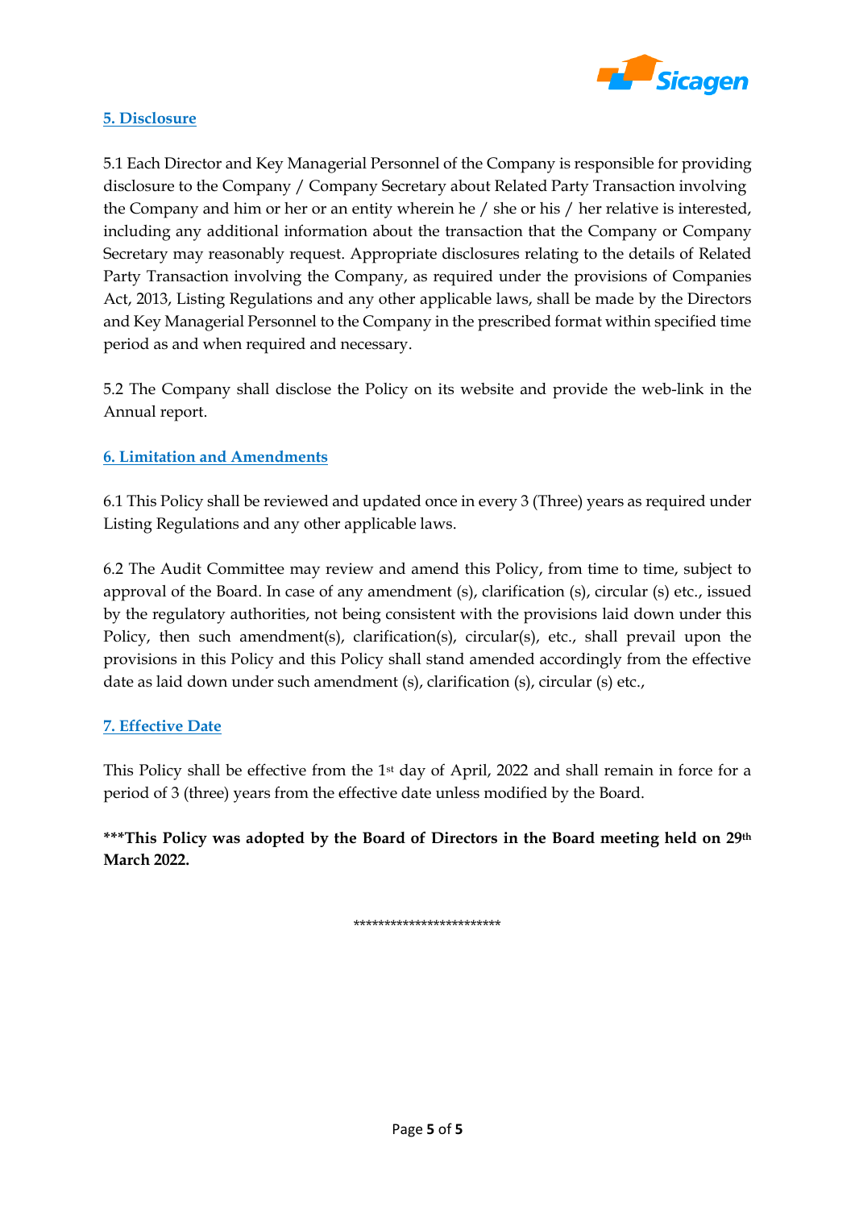## 5. Disclosure

5.1 Each Director and Key Managerial Personnel of the Company is responsible for providing disclosure to the Company / Company Secretary about Related Party Transaction involving the Company and him or her or an entity wherein he / she or his / her relative is interested, including any additional information about the transaction that the Company or Company Secretary may reasonably request. Appropriate disclosures relating to the details of Related Party Transaction involving the Company, as required under the provisions of Companies Act, 2013, Listing Regulations and any other applicable laws, shall be made by the Directors and Key Managerial Personnel to the Company in the prescribed format within specified time period as and when required and necessary.

5.2 The Company shall disclose the Policy on its website and provide the web-link in the Annual report.

## 6. Limitation and Amendments

6.1 This Policy shall be reviewed and updated once in every 3 (Three) years as required under Listing Regulations and any other applicable laws.

6.2 The Audit Committee may review and amend this Policy, from time to time, subject to approval of the Board. In case of any amendment (s), clarification (s), circular (s) etc., issued by the regulatory authorities, not being consistent with the provisions laid down under this Policy, then such amendment(s), clarification(s), circular(s), etc., shall prevail upon the provisions in this Policy and this Policy shall stand amended accordingly from the effective date as laid down under such amendment (s), clarification (s), circular (s) etc.,

## 7. Effective Date

This Policy shall be effective from the 1st day of April, 2022 and shall remain in force for a period of 3 (three) years from the effective date unless modified by the Board.

**\*\*\*This Policy was adopted by the Board of Directors in the Board meeting held on 29th March 2022.**

\*\*\*\*\*\*\*\*\*\*\*\*\*\*\*\*\*\*\*\*\*\*\*\*